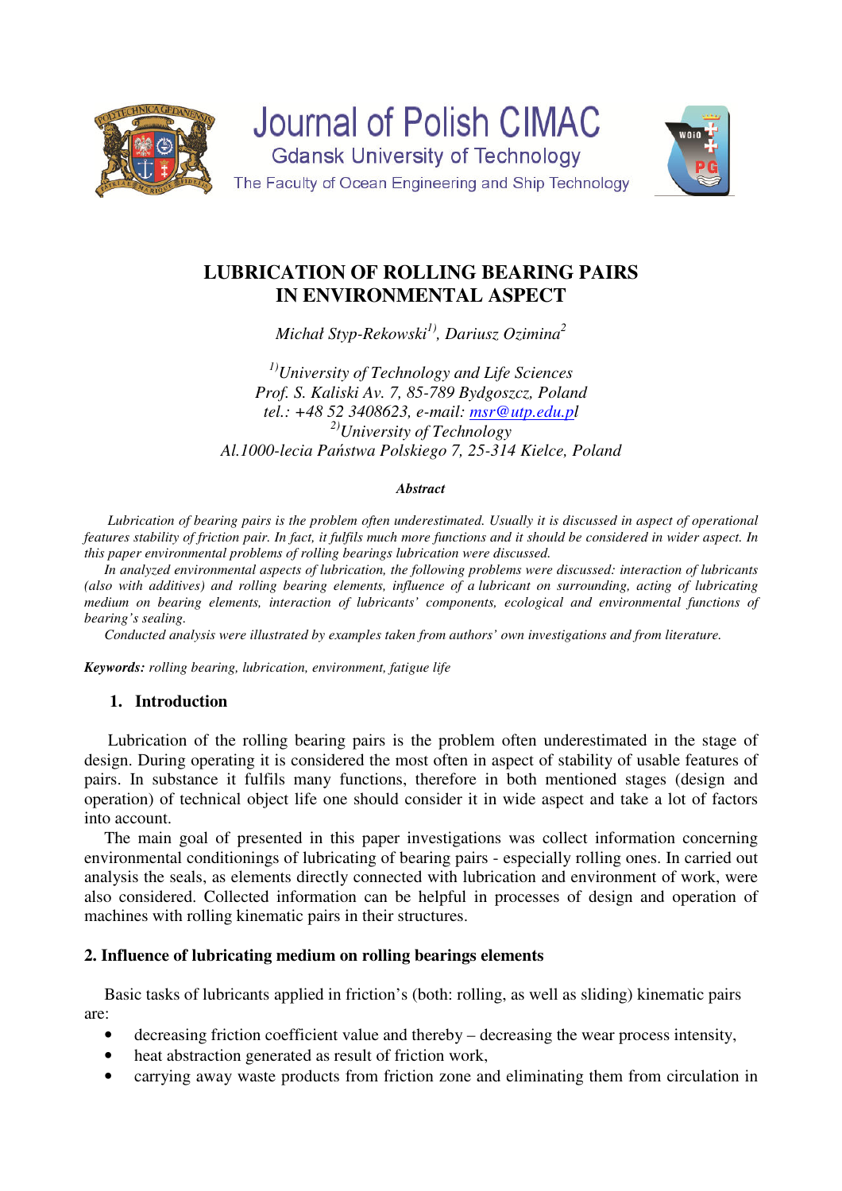Journal of Polish CIMAC
Gdansk University of Technology
The Faculty of Ocean Engineering and Ship Technology

# LUBRICATION OF ROLLING BEARING PAIRS IN ENVIRONMENTAL ASPECT

*Michał Styp-Rekowski[1)], Dariusz Ozimina[2]*

*[1)]University of Technology and Life Sciences*
*Prof. S. Kaliski Av. 7, 85-789 Bydgoszcz, Poland*
*tel.: +48 52 3408623, e-mail: msr@utp.edu.pl*
*[2)]University of Technology*
*Al.1000-lecia Państwa Polskiego 7, 25-314 Kielce, Poland*

***Abstract***

*Lubrication of bearing pairs is the problem often underestimated. Usually it is discussed in aspect of operational features stability of friction pair. In fact, it fulfils much more functions and it should be considered in wider aspect. In this paper environmental problems of rolling bearings lubrication were discussed.*

*In analyzed environmental aspects of lubrication, the following problems were discussed: interaction of lubricants (also with additives) and rolling bearing elements, influence of a lubricant on surrounding, acting of lubricating medium on bearing elements, interaction of lubricants' components, ecological and environmental functions of bearing's sealing.*

*Conducted analysis were illustrated by examples taken from authors' own investigations and from literature.*

***Keywords:*** *rolling bearing, lubrication, environment, fatigue life*

## 1. Introduction

Lubrication of the rolling bearing pairs is the problem often underestimated in the stage of design. During operating it is considered the most often in aspect of stability of usable features of pairs. In substance it fulfils many functions, therefore in both mentioned stages (design and operation) of technical object life one should consider it in wide aspect and take a lot of factors into account.

The main goal of presented in this paper investigations was collect information concerning environmental conditionings of lubricating of bearing pairs - especially rolling ones. In carried out analysis the seals, as elements directly connected with lubrication and environment of work, were also considered. Collected information can be helpful in processes of design and operation of machines with rolling kinematic pairs in their structures.

## 2. Influence of lubricating medium on rolling bearings elements

Basic tasks of lubricants applied in friction's (both: rolling, as well as sliding) kinematic pairs are:

- decreasing friction coefficient value and thereby – decreasing the wear process intensity,
- heat abstraction generated as result of friction work,
- carrying away waste products from friction zone and eliminating them from circulation in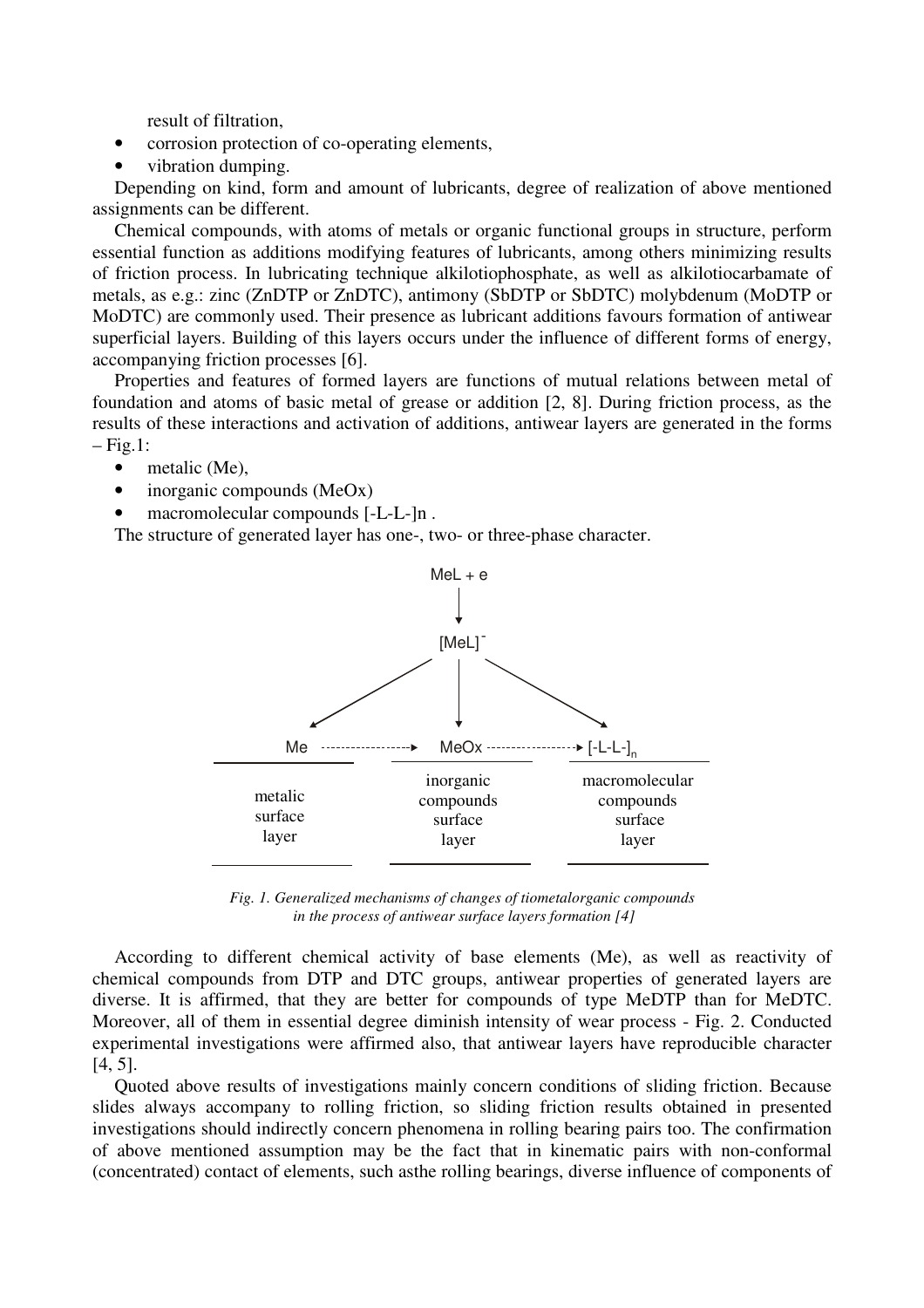result of filtration,

- corrosion protection of co-operating elements,
- vibration dumping.

Depending on kind, form and amount of lubricants, degree of realization of above mentioned assignments can be different.

Chemical compounds, with atoms of metals or organic functional groups in structure, perform essential function as additions modifying features of lubricants, among others minimizing results of friction process. In lubricating technique alkilotiophosphate, as well as alkilotiocarbamate of metals, as e.g.: zinc (ZnDTP or ZnDTC), antimony (SbDTP or SbDTC) molybdenum (MoDTP or MoDTC) are commonly used. Their presence as lubricant additions favours formation of antiwear superficial layers. Building of this layers occurs under the influence of different forms of energy, accompanying friction processes [6].

Properties and features of formed layers are functions of mutual relations between metal of foundation and atoms of basic metal of grease or addition [2, 8]. During friction process, as the results of these interactions and activation of additions, antiwear layers are generated in the forms – Fig.1:

- metalic (Me),
- inorganic compounds (MeOx)
- macromolecular compounds [-L-L-]n .

The structure of generated layer has one-, two- or three-phase character.

MeL + e

↓

$[MeL]^-$

Me → MeOx → $[-L-L-]_n$

| metalic surface layer | inorganic compounds surface layer | macromolecular compounds surface layer |
|---|---|---|

*Fig. 1. Generalized mechanisms of changes of tiometalorganic compounds in the process of antiwear surface layers formation [4]*

According to different chemical activity of base elements (Me), as well as reactivity of chemical compounds from DTP and DTC groups, antiwear properties of generated layers are diverse. It is affirmed, that they are better for compounds of type MeDTP than for MeDTC. Moreover, all of them in essential degree diminish intensity of wear process - Fig. 2. Conducted experimental investigations were affirmed also, that antiwear layers have reproducible character [4, 5].

Quoted above results of investigations mainly concern conditions of sliding friction. Because slides always accompany to rolling friction, so sliding friction results obtained in presented investigations should indirectly concern phenomena in rolling bearing pairs too. The confirmation of above mentioned assumption may be the fact that in kinematic pairs with non-conformal (concentrated) contact of elements, such asthe rolling bearings, diverse influence of components of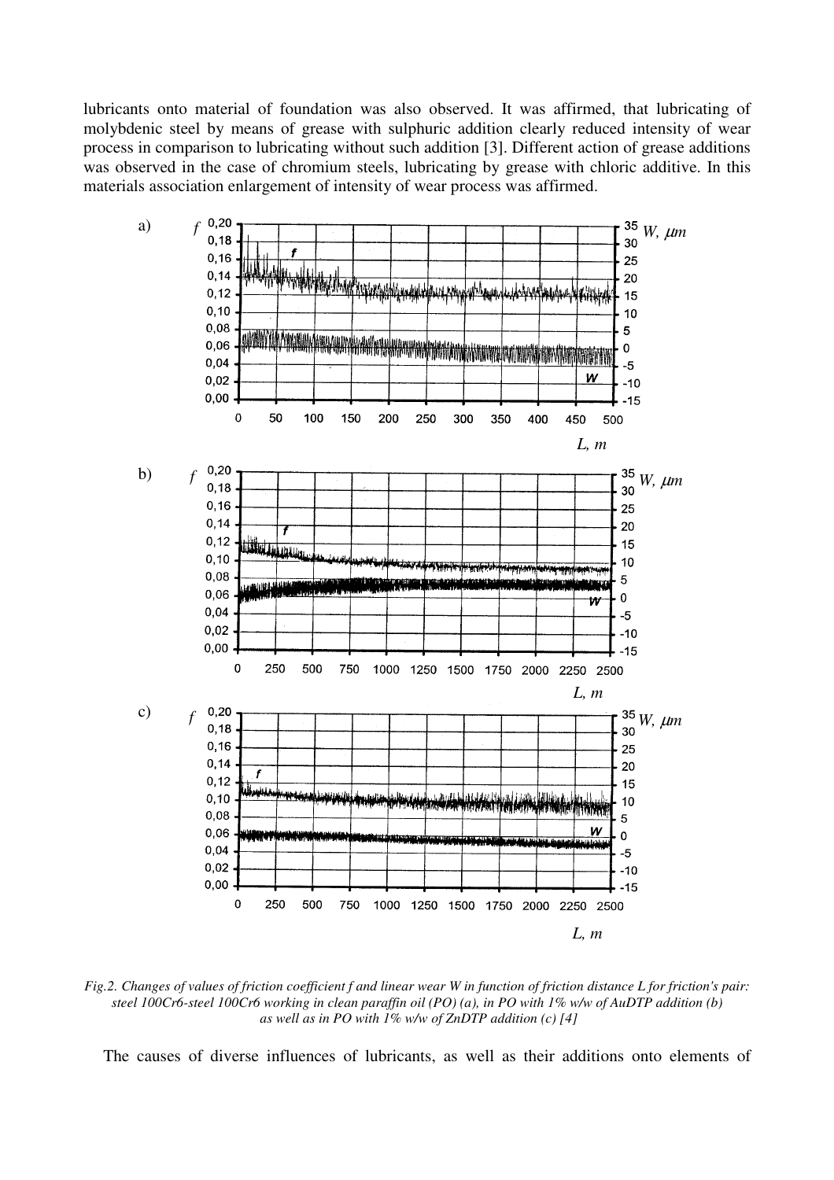lubricants onto material of foundation was also observed. It was affirmed, that lubricating of molybdenic steel by means of grease with sulphuric addition clearly reduced intensity of wear process in comparison to lubricating without such addition [3]. Different action of grease additions was observed in the case of chromium steels, lubricating by grease with chloric additive. In this materials association enlargement of intensity of wear process was affirmed.

*Fig.2. Changes of values of friction coefficient f and linear wear W in function of friction distance L for friction's pair: steel 100Cr6-steel 100Cr6 working in clean paraffin oil (PO) (a), in PO with 1% w/w of AuDTP addition (b) as well as in PO with 1% w/w of ZnDTP addition (c) [4]*

The causes of diverse influences of lubricants, as well as their additions onto elements of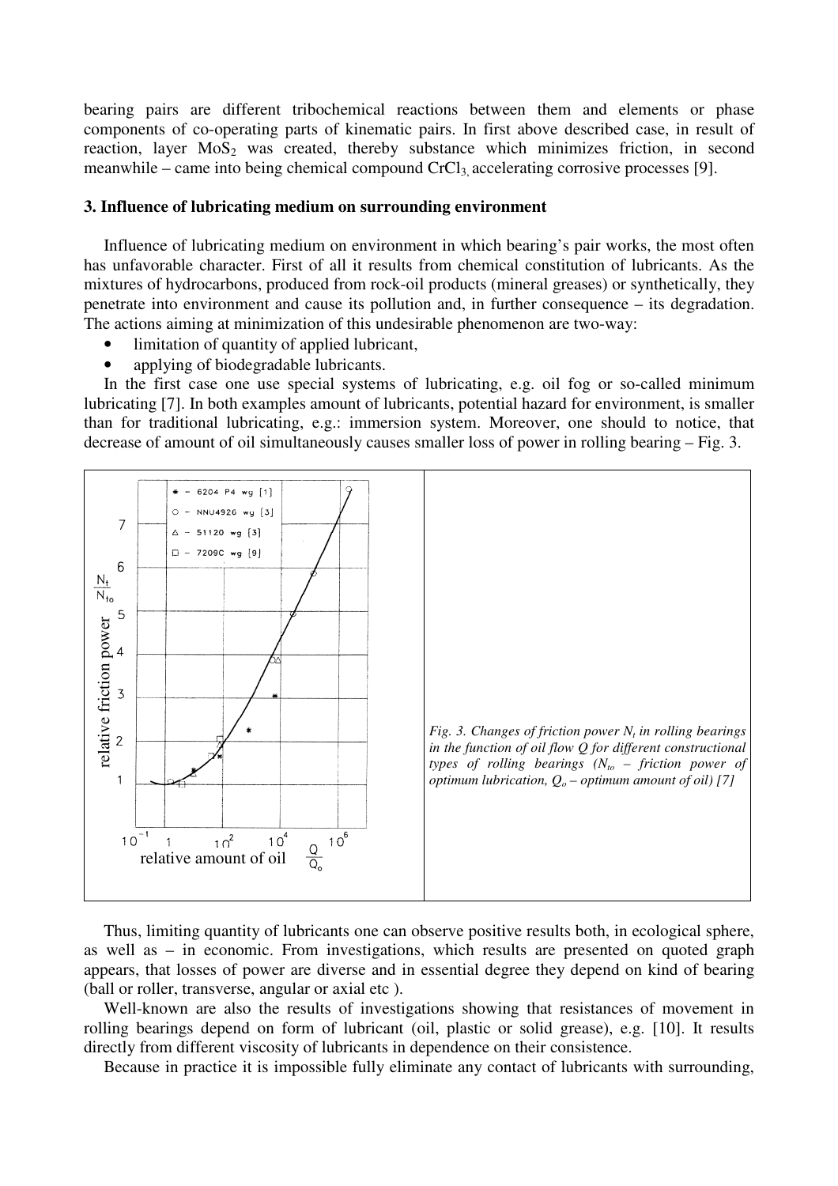bearing pairs are different tribochemical reactions between them and elements or phase components of co-operating parts of kinematic pairs. In first above described case, in result of reaction, layer $MoS_2$ was created, thereby substance which minimizes friction, in second meanwhile – came into being chemical compound $CrCl_3$, accelerating corrosive processes [9].

### 3. Influence of lubricating medium on surrounding environment

Influence of lubricating medium on environment in which bearing's pair works, the most often has unfavorable character. First of all it results from chemical constitution of lubricants. As the mixtures of hydrocarbons, produced from rock-oil products (mineral greases) or synthetically, they penetrate into environment and cause its pollution and, in further consequence – its degradation. The actions aiming at minimization of this undesirable phenomenon are two-way:

- limitation of quantity of applied lubricant,
- applying of biodegradable lubricants.

In the first case one use special systems of lubricating, e.g. oil fog or so-called minimum lubricating [7]. In both examples amount of lubricants, potential hazard for environment, is smaller than for traditional lubricating, e.g.: immersion system. Moreover, one should to notice, that decrease of amount of oil simultaneously causes smaller loss of power in rolling bearing – Fig. 3.

*Fig. 3. Changes of friction power $N_t$ in rolling bearings in the function of oil flow $Q$ for different constructional types of rolling bearings ($N_{to}$ – friction power of optimum lubrication, $Q_o$ – optimum amount of oil) [7]*

Thus, limiting quantity of lubricants one can observe positive results both, in ecological sphere, as well as – in economic. From investigations, which results are presented on quoted graph appears, that losses of power are diverse and in essential degree they depend on kind of bearing (ball or roller, transverse, angular or axial etc ).

Well-known are also the results of investigations showing that resistances of movement in rolling bearings depend on form of lubricant (oil, plastic or solid grease), e.g. [10]. It results directly from different viscosity of lubricants in dependence on their consistence.

Because in practice it is impossible fully eliminate any contact of lubricants with surrounding,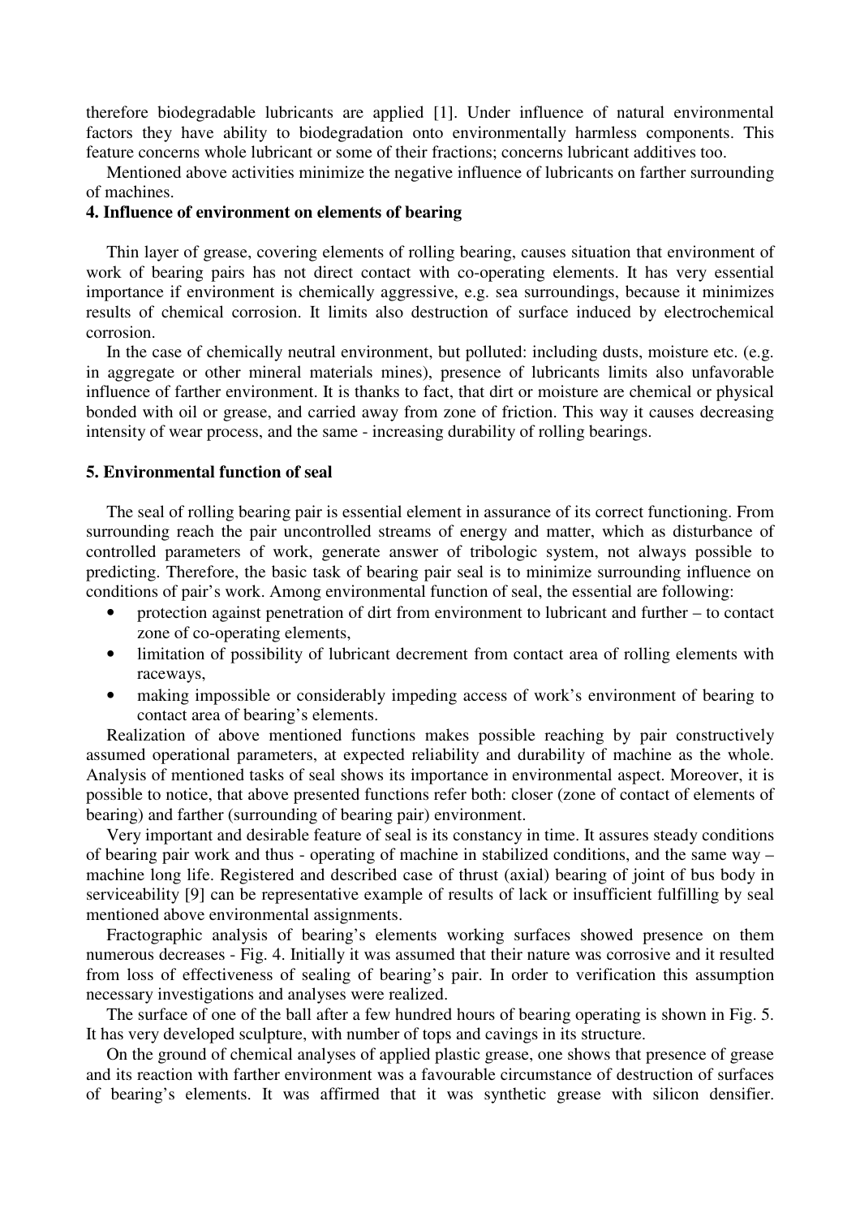therefore biodegradable lubricants are applied [1]. Under influence of natural environmental factors they have ability to biodegradation onto environmentally harmless components. This feature concerns whole lubricant or some of their fractions; concerns lubricant additives too.

Mentioned above activities minimize the negative influence of lubricants on farther surrounding of machines.

## 4. Influence of environment on elements of bearing

Thin layer of grease, covering elements of rolling bearing, causes situation that environment of work of bearing pairs has not direct contact with co-operating elements. It has very essential importance if environment is chemically aggressive, e.g. sea surroundings, because it minimizes results of chemical corrosion. It limits also destruction of surface induced by electrochemical corrosion.

In the case of chemically neutral environment, but polluted: including dusts, moisture etc. (e.g. in aggregate or other mineral materials mines), presence of lubricants limits also unfavorable influence of farther environment. It is thanks to fact, that dirt or moisture are chemical or physical bonded with oil or grease, and carried away from zone of friction. This way it causes decreasing intensity of wear process, and the same - increasing durability of rolling bearings.

## 5. Environmental function of seal

The seal of rolling bearing pair is essential element in assurance of its correct functioning. From surrounding reach the pair uncontrolled streams of energy and matter, which as disturbance of controlled parameters of work, generate answer of tribologic system, not always possible to predicting. Therefore, the basic task of bearing pair seal is to minimize surrounding influence on conditions of pair's work. Among environmental function of seal, the essential are following:

- protection against penetration of dirt from environment to lubricant and further – to contact zone of co-operating elements,
- limitation of possibility of lubricant decrement from contact area of rolling elements with raceways,
- making impossible or considerably impeding access of work's environment of bearing to contact area of bearing's elements.

Realization of above mentioned functions makes possible reaching by pair constructively assumed operational parameters, at expected reliability and durability of machine as the whole. Analysis of mentioned tasks of seal shows its importance in environmental aspect. Moreover, it is possible to notice, that above presented functions refer both: closer (zone of contact of elements of bearing) and farther (surrounding of bearing pair) environment.

Very important and desirable feature of seal is its constancy in time. It assures steady conditions of bearing pair work and thus - operating of machine in stabilized conditions, and the same way – machine long life. Registered and described case of thrust (axial) bearing of joint of bus body in serviceability [9] can be representative example of results of lack or insufficient fulfilling by seal mentioned above environmental assignments.

Fractographic analysis of bearing's elements working surfaces showed presence on them numerous decreases - Fig. 4. Initially it was assumed that their nature was corrosive and it resulted from loss of effectiveness of sealing of bearing's pair. In order to verification this assumption necessary investigations and analyses were realized.

The surface of one of the ball after a few hundred hours of bearing operating is shown in Fig. 5. It has very developed sculpture, with number of tops and cavings in its structure.

On the ground of chemical analyses of applied plastic grease, one shows that presence of grease and its reaction with farther environment was a favourable circumstance of destruction of surfaces of bearing's elements. It was affirmed that it was synthetic grease with silicon densifier.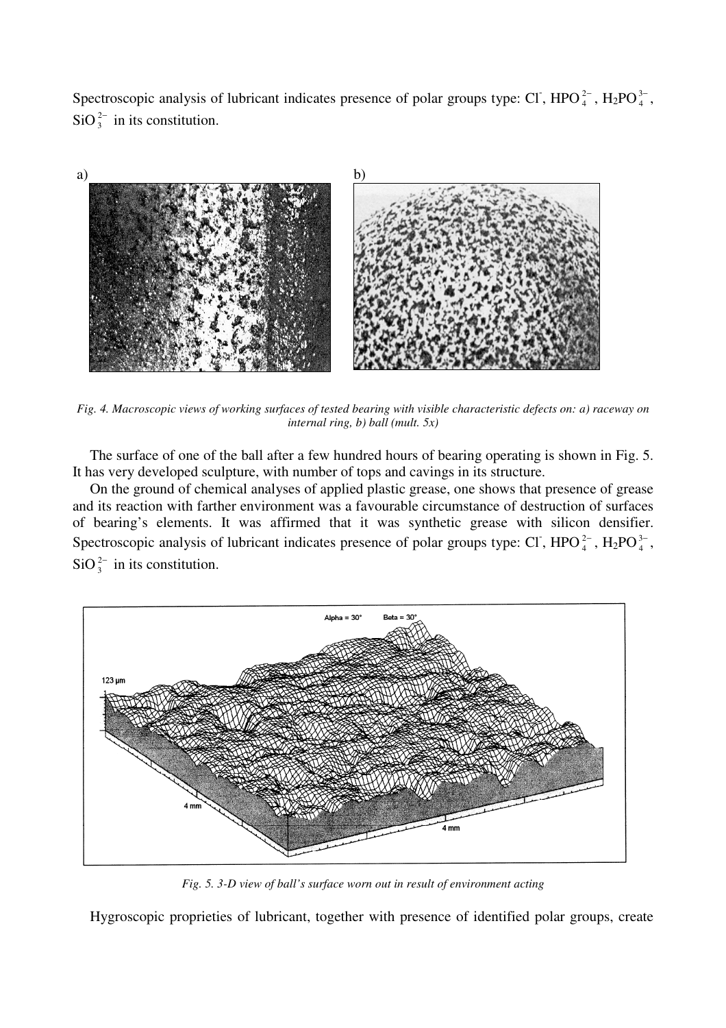Spectroscopic analysis of lubricant indicates presence of polar groups type: $Cl^-$, $HPO_4^{2-}$, $H_2PO_4^{3-}$, $SiO_3^{2-}$ in its constitution.

*Fig. 4. Macroscopic views of working surfaces of tested bearing with visible characteristic defects on: a) raceway on internal ring, b) ball (mult. 5x)*

The surface of one of the ball after a few hundred hours of bearing operating is shown in Fig. 5. It has very developed sculpture, with number of tops and cavings in its structure.

On the ground of chemical analyses of applied plastic grease, one shows that presence of grease and its reaction with farther environment was a favourable circumstance of destruction of surfaces of bearing's elements. It was affirmed that it was synthetic grease with silicon densifier. Spectroscopic analysis of lubricant indicates presence of polar groups type: $Cl^-$, $HPO_4^{2-}$, $H_2PO_4^{3-}$, $SiO_3^{2-}$ in its constitution.

*Fig. 5. 3-D view of ball's surface worn out in result of environment acting*

Hygroscopic proprieties of lubricant, together with presence of identified polar groups, create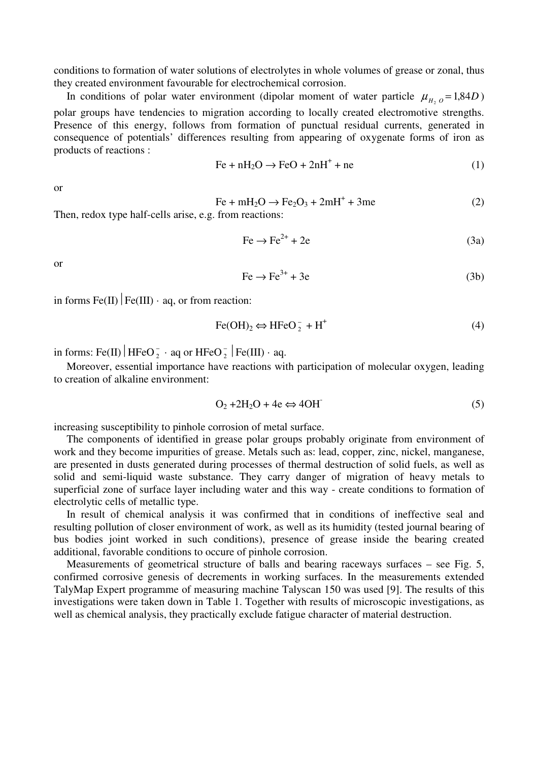conditions to formation of water solutions of electrolytes in whole volumes of grease or zonal, thus they created environment favourable for electrochemical corrosion.

In conditions of polar water environment (dipolar moment of water particle $\mu_{H_2O} = 1{,}84D$) polar groups have tendencies to migration according to locally created electromotive strengths. Presence of this energy, follows from formation of punctual residual currents, generated in consequence of potentials' differences resulting from appearing of oxygenate forms of iron as products of reactions :

$$Fe + nH_2O \rightarrow FeO + 2nH^+ + ne \tag{1}$$

or

$$Fe + mH_2O \rightarrow Fe_2O_3 + 2mH^+ + 3me \tag{2}$$

Then, redox type half-cells arise, e.g. from reactions:

$$Fe \rightarrow Fe^{2+} + 2e \tag{3a}$$

or

$$Fe \rightarrow Fe^{3+} + 3e \tag{3b}$$

in forms $Fe(II)\,|\,Fe(III) \cdot aq$, or from reaction:

$$Fe(OH)_2 \Leftrightarrow HFeO_2^- + H^+ \tag{4}$$

in forms: $Fe(II)\,|\,HFeO_2^- \cdot aq$ or $HFeO_2^-\,|\,Fe(III) \cdot aq$.

Moreover, essential importance have reactions with participation of molecular oxygen, leading to creation of alkaline environment:

$$O_2 + 2H_2O + 4e \Leftrightarrow 4OH^- \tag{5}$$

increasing susceptibility to pinhole corrosion of metal surface.

The components of identified in grease polar groups probably originate from environment of work and they become impurities of grease. Metals such as: lead, copper, zinc, nickel, manganese, are presented in dusts generated during processes of thermal destruction of solid fuels, as well as solid and semi-liquid waste substance. They carry danger of migration of heavy metals to superficial zone of surface layer including water and this way - create conditions to formation of electrolytic cells of metallic type.

In result of chemical analysis it was confirmed that in conditions of ineffective seal and resulting pollution of closer environment of work, as well as its humidity (tested journal bearing of bus bodies joint worked in such conditions), presence of grease inside the bearing created additional, favorable conditions to occure of pinhole corrosion.

Measurements of geometrical structure of balls and bearing raceways surfaces – see Fig. 5, confirmed corrosive genesis of decrements in working surfaces. In the measurements extended TalyMap Expert programme of measuring machine Talyscan 150 was used [9]. The results of this investigations were taken down in Table 1. Together with results of microscopic investigations, as well as chemical analysis, they practically exclude fatigue character of material destruction.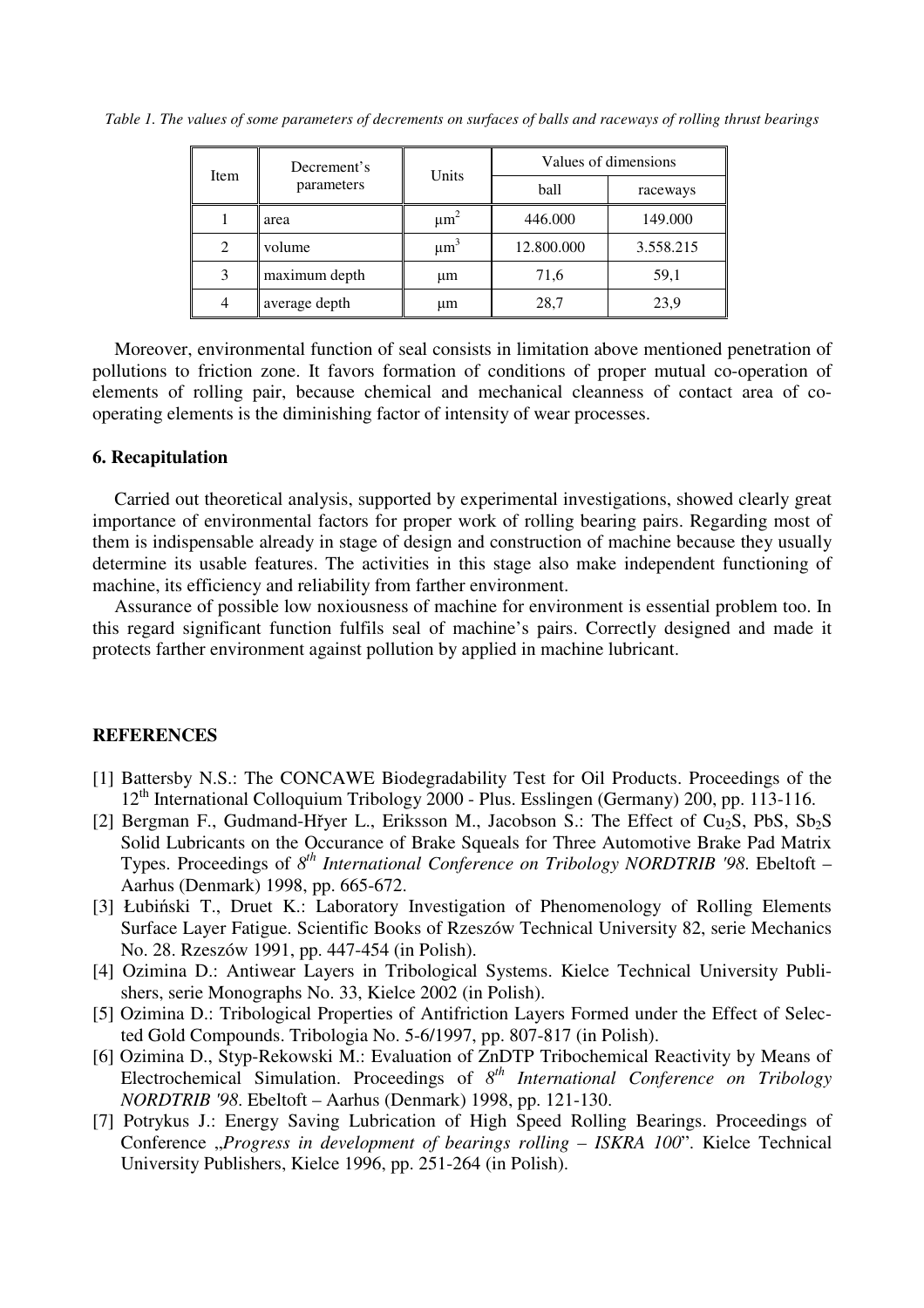*Table 1. The values of some parameters of decrements on surfaces of balls and raceways of rolling thrust bearings*

| Item | Decrement's parameters | Units | Values of dimensions | |
|---|---|---|---|---|
| | | | ball | raceways |
| 1 | area | $\mu m^2$ | 446.000 | 149.000 |
| 2 | volume | $\mu m^3$ | 12.800.000 | 3.558.215 |
| 3 | maximum depth | μm | 71,6 | 59,1 |
| 4 | average depth | μm | 28,7 | 23,9 |

Moreover, environmental function of seal consists in limitation above mentioned penetration of pollutions to friction zone. It favors formation of conditions of proper mutual co-operation of elements of rolling pair, because chemical and mechanical cleanness of contact area of co-operating elements is the diminishing factor of intensity of wear processes.

### 6. Recapitulation

Carried out theoretical analysis, supported by experimental investigations, showed clearly great importance of environmental factors for proper work of rolling bearing pairs. Regarding most of them is indispensable already in stage of design and construction of machine because they usually determine its usable features. The activities in this stage also make independent functioning of machine, its efficiency and reliability from farther environment.

Assurance of possible low noxiousness of machine for environment is essential problem too. In this regard significant function fulfils seal of machine's pairs. Correctly designed and made it protects farther environment against pollution by applied in machine lubricant.

### REFERENCES

[1] Battersby N.S.: The CONCAWE Biodegradability Test for Oil Products. Proceedings of the 12th International Colloquium Tribology 2000 - Plus. Esslingen (Germany) 200, pp. 113-116.

[2] Bergman F., Gudmand-Hřyer L., Eriksson M., Jacobson S.: The Effect of $Cu_2S$, PbS, $Sb_2S$ Solid Lubricants on the Occurance of Brake Squeals for Three Automotive Brake Pad Matrix Types. Proceedings of *8th International Conference on Tribology NORDTRIB '98*. Ebeltoft – Aarhus (Denmark) 1998, pp. 665-672.

[3] Łubiński T., Druet K.: Laboratory Investigation of Phenomenology of Rolling Elements Surface Layer Fatigue. Scientific Books of Rzeszów Technical University 82, serie Mechanics No. 28. Rzeszów 1991, pp. 447-454 (in Polish).

[4] Ozimina D.: Antiwear Layers in Tribological Systems. Kielce Technical University Publishers, serie Monographs No. 33, Kielce 2002 (in Polish).

[5] Ozimina D.: Tribological Properties of Antifriction Layers Formed under the Effect of Selected Gold Compounds. Tribologia No. 5-6/1997, pp. 807-817 (in Polish).

[6] Ozimina D., Styp-Rekowski M.: Evaluation of ZnDTP Tribochemical Reactivity by Means of Electrochemical Simulation. Proceedings of *8th International Conference on Tribology NORDTRIB '98*. Ebeltoft – Aarhus (Denmark) 1998, pp. 121-130.

[7] Potrykus J.: Energy Saving Lubrication of High Speed Rolling Bearings. Proceedings of Conference „*Progress in development of bearings rolling – ISKRA 100*". Kielce Technical University Publishers, Kielce 1996, pp. 251-264 (in Polish).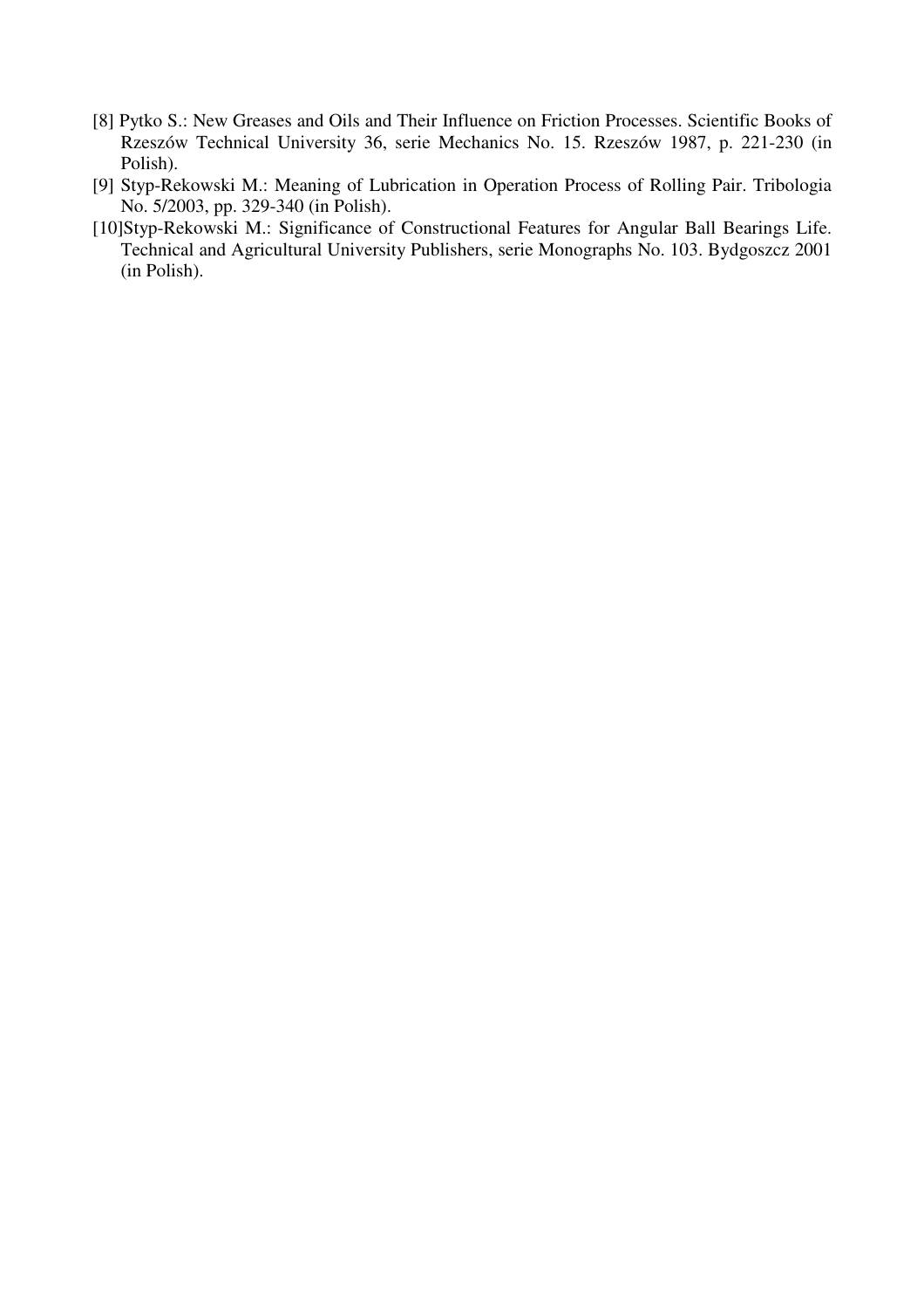[8] Pytko S.: New Greases and Oils and Their Influence on Friction Processes. Scientific Books of Rzeszów Technical University 36, serie Mechanics No. 15. Rzeszów 1987, p. 221-230 (in Polish).

[9] Styp-Rekowski M.: Meaning of Lubrication in Operation Process of Rolling Pair. Tribologia No. 5/2003, pp. 329-340 (in Polish).

[10] Styp-Rekowski M.: Significance of Constructional Features for Angular Ball Bearings Life. Technical and Agricultural University Publishers, serie Monographs No. 103. Bydgoszcz 2001 (in Polish).